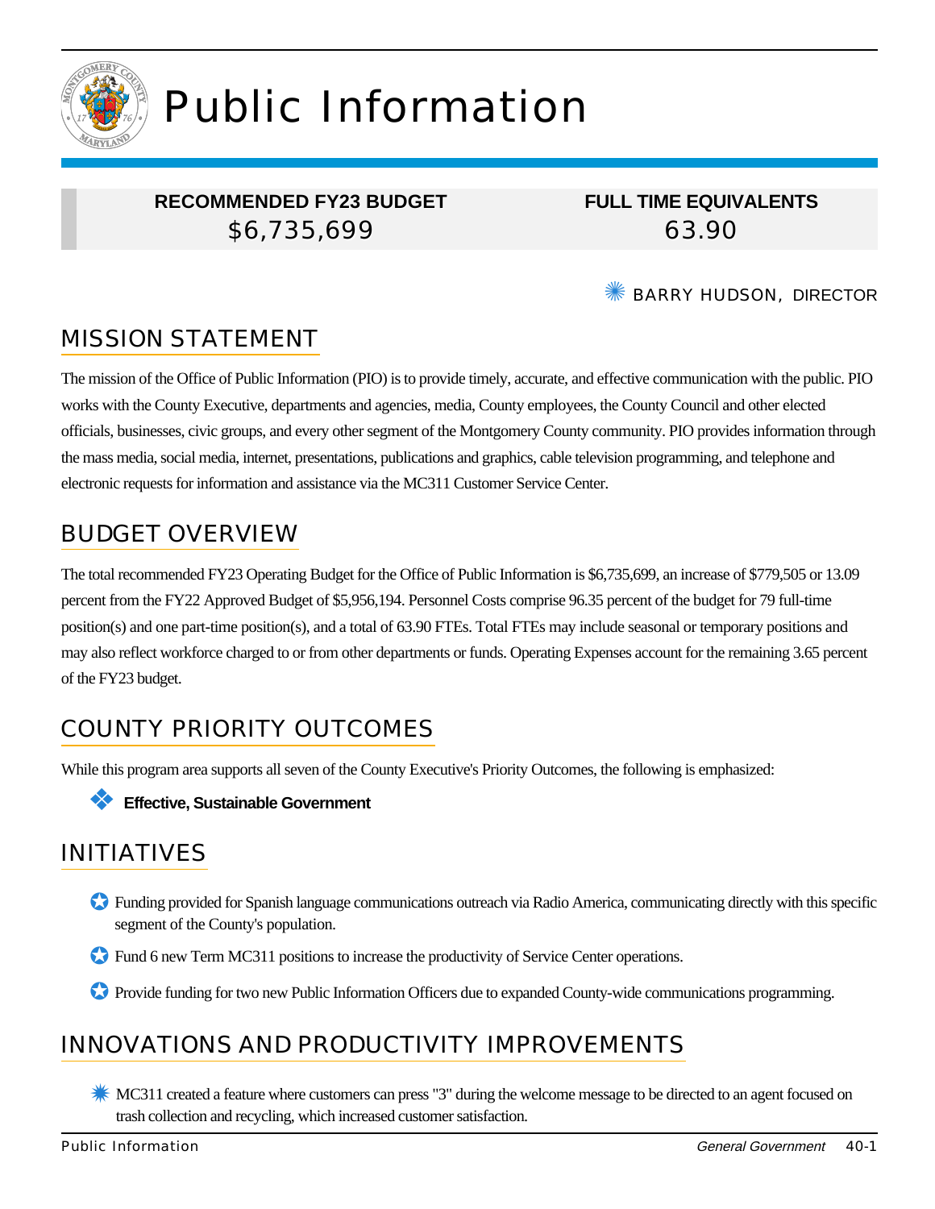# Public Information

| RECOMMENDED FY23 BUDGET | FULL TIME EQUIVALENTS |
|---|---|
| $6,735,699 | 63.90 |

BARRY HUDSON, DIRECTOR

## MISSION STATEMENT

The mission of the Office of Public Information (PIO) is to provide timely, accurate, and effective communication with the public. PIO works with the County Executive, departments and agencies, media, County employees, the County Council and other elected officials, businesses, civic groups, and every other segment of the Montgomery County community. PIO provides information through the mass media, social media, internet, presentations, publications and graphics, cable television programming, and telephone and electronic requests for information and assistance via the MC311 Customer Service Center.

## BUDGET OVERVIEW

The total recommended FY23 Operating Budget for the Office of Public Information is $6,735,699, an increase of $779,505 or 13.09 percent from the FY22 Approved Budget of $5,956,194. Personnel Costs comprise 96.35 percent of the budget for 79 full-time position(s) and one part-time position(s), and a total of 63.90 FTEs. Total FTEs may include seasonal or temporary positions and may also reflect workforce charged to or from other departments or funds. Operating Expenses account for the remaining 3.65 percent of the FY23 budget.

## COUNTY PRIORITY OUTCOMES

While this program area supports all seven of the County Executive's Priority Outcomes, the following is emphasized:

- **Effective, Sustainable Government**

## INITIATIVES

- Funding provided for Spanish language communications outreach via Radio America, communicating directly with this specific segment of the County's population.
- Fund 6 new Term MC311 positions to increase the productivity of Service Center operations.
- Provide funding for two new Public Information Officers due to expanded County-wide communications programming.

## INNOVATIONS AND PRODUCTIVITY IMPROVEMENTS

- MC311 created a feature where customers can press "3" during the welcome message to be directed to an agent focused on trash collection and recycling, which increased customer satisfaction.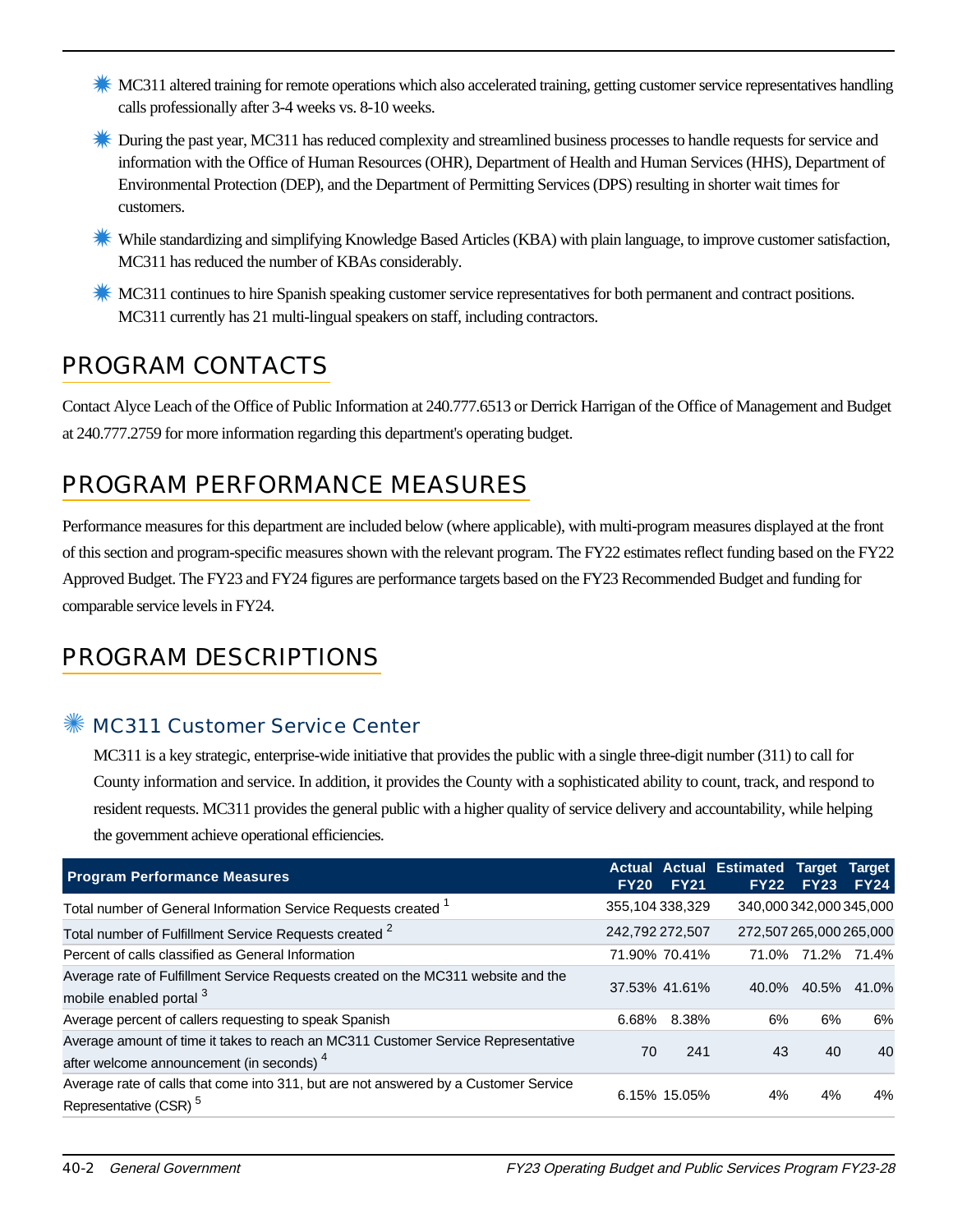- MC311 altered training for remote operations which also accelerated training, getting customer service representatives handling calls professionally after 3-4 weeks vs. 8-10 weeks.
- During the past year, MC311 has reduced complexity and streamlined business processes to handle requests for service and information with the Office of Human Resources (OHR), Department of Health and Human Services (HHS), Department of Environmental Protection (DEP), and the Department of Permitting Services (DPS) resulting in shorter wait times for customers.
- While standardizing and simplifying Knowledge Based Articles (KBA) with plain language, to improve customer satisfaction, MC311 has reduced the number of KBAs considerably.
- MC311 continues to hire Spanish speaking customer service representatives for both permanent and contract positions. MC311 currently has 21 multi-lingual speakers on staff, including contractors.

## PROGRAM CONTACTS

Contact Alyce Leach of the Office of Public Information at 240.777.6513 or Derrick Harrigan of the Office of Management and Budget at 240.777.2759 for more information regarding this department's operating budget.

## PROGRAM PERFORMANCE MEASURES

Performance measures for this department are included below (where applicable), with multi-program measures displayed at the front of this section and program-specific measures shown with the relevant program. The FY22 estimates reflect funding based on the FY22 Approved Budget. The FY23 and FY24 figures are performance targets based on the FY23 Recommended Budget and funding for comparable service levels in FY24.

## PROGRAM DESCRIPTIONS

### MC311 Customer Service Center

MC311 is a key strategic, enterprise-wide initiative that provides the public with a single three-digit number (311) to call for County information and service. In addition, it provides the County with a sophisticated ability to count, track, and respond to resident requests. MC311 provides the general public with a higher quality of service delivery and accountability, while helping the government achieve operational efficiencies.

| Program Performance Measures | Actual FY20 | Actual FY21 | Estimated FY22 | Target FY23 | Target FY24 |
|---|---|---|---|---|---|
| Total number of General Information Service Requests created [1] | 355,104 | 338,329 | 340,000 | 342,000 | 345,000 |
| Total number of Fulfillment Service Requests created [2] | 242,792 | 272,507 | 272,507 | 265,000 | 265,000 |
| Percent of calls classified as General Information | 71.90% | 70.41% | 71.0% | 71.2% | 71.4% |
| Average rate of Fulfillment Service Requests created on the MC311 website and the mobile enabled portal [3] | 37.53% | 41.61% | 40.0% | 40.5% | 41.0% |
| Average percent of callers requesting to speak Spanish | 6.68% | 8.38% | 6% | 6% | 6% |
| Average amount of time it takes to reach an MC311 Customer Service Representative after welcome announcement (in seconds) [4] | 70 | 241 | 43 | 40 | 40 |
| Average rate of calls that come into 311, but are not answered by a Customer Service Representative (CSR) [5] | 6.15% | 15.05% | 4% | 4% | 4% |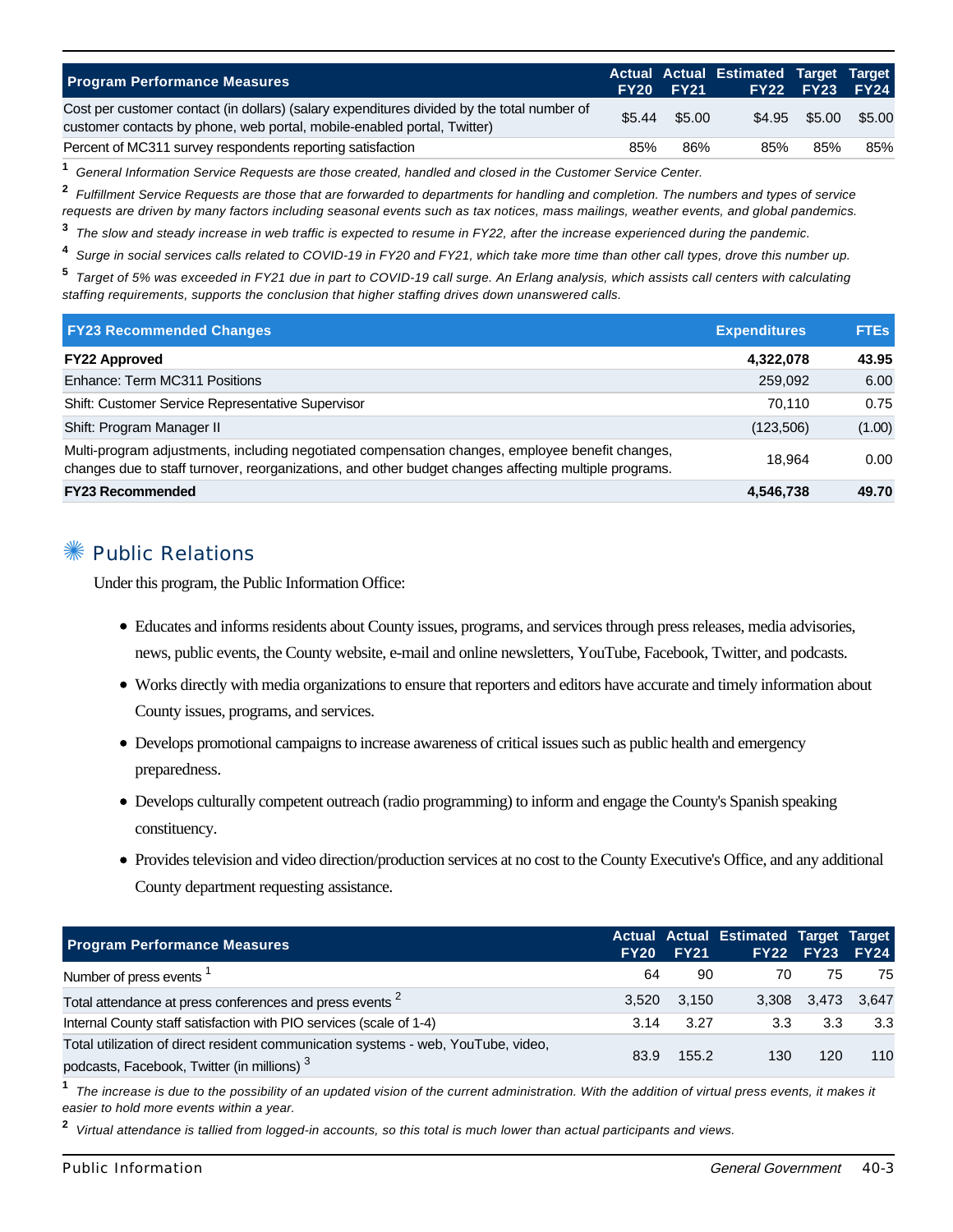| Program Performance Measures | Actual FY20 | Actual FY21 | Estimated FY22 | Target FY23 | Target FY24 |
|---|---|---|---|---|---|
| Cost per customer contact (in dollars) (salary expenditures divided by the total number of customer contacts by phone, web portal, mobile-enabled portal, Twitter) | $5.44 | $5.00 | $4.95 | $5.00 | $5.00 |
| Percent of MC311 survey respondents reporting satisfaction | 85% | 86% | 85% | 85% | 85% |

[1] *General Information Service Requests are those created, handled and closed in the Customer Service Center.*

[2] *Fulfillment Service Requests are those that are forwarded to departments for handling and completion. The numbers and types of service requests are driven by many factors including seasonal events such as tax notices, mass mailings, weather events, and global pandemics.*

[3] *The slow and steady increase in web traffic is expected to resume in FY22, after the increase experienced during the pandemic.*

[4] *Surge in social services calls related to COVID-19 in FY20 and FY21, which take more time than other call types, drove this number up.*

[5] *Target of 5% was exceeded in FY21 due in part to COVID-19 call surge. An Erlang analysis, which assists call centers with calculating staffing requirements, supports the conclusion that higher staffing drives down unanswered calls.*

| FY23 Recommended Changes | Expenditures | FTEs |
|---|---|---|
| **FY22 Approved** | **4,322,078** | **43.95** |
| Enhance: Term MC311 Positions | 259,092 | 6.00 |
| Shift: Customer Service Representative Supervisor | 70,110 | 0.75 |
| Shift: Program Manager II | (123,506) | (1.00) |
| Multi-program adjustments, including negotiated compensation changes, employee benefit changes, changes due to staff turnover, reorganizations, and other budget changes affecting multiple programs. | 18,964 | 0.00 |
| **FY23 Recommended** | **4,546,738** | **49.70** |

## Public Relations

Under this program, the Public Information Office:

- Educates and informs residents about County issues, programs, and services through press releases, media advisories, news, public events, the County website, e-mail and online newsletters, YouTube, Facebook, Twitter, and podcasts.
- Works directly with media organizations to ensure that reporters and editors have accurate and timely information about County issues, programs, and services.
- Develops promotional campaigns to increase awareness of critical issues such as public health and emergency preparedness.
- Develops culturally competent outreach (radio programming) to inform and engage the County's Spanish speaking constituency.
- Provides television and video direction/production services at no cost to the County Executive's Office, and any additional County department requesting assistance.

| Program Performance Measures | Actual FY20 | Actual FY21 | Estimated FY22 | Target FY23 | Target FY24 |
|---|---|---|---|---|---|
| Number of press events [1] | 64 | 90 | 70 | 75 | 75 |
| Total attendance at press conferences and press events [2] | 3,520 | 3,150 | 3,308 | 3,473 | 3,647 |
| Internal County staff satisfaction with PIO services (scale of 1-4) | 3.14 | 3.27 | 3.3 | 3.3 | 3.3 |
| Total utilization of direct resident communication systems - web, YouTube, video, podcasts, Facebook, Twitter (in millions) [3] | 83.9 | 155.2 | 130 | 120 | 110 |

[1] *The increase is due to the possibility of an updated vision of the current administration. With the addition of virtual press events, it makes it easier to hold more events within a year.*

[2] *Virtual attendance is tallied from logged-in accounts, so this total is much lower than actual participants and views.*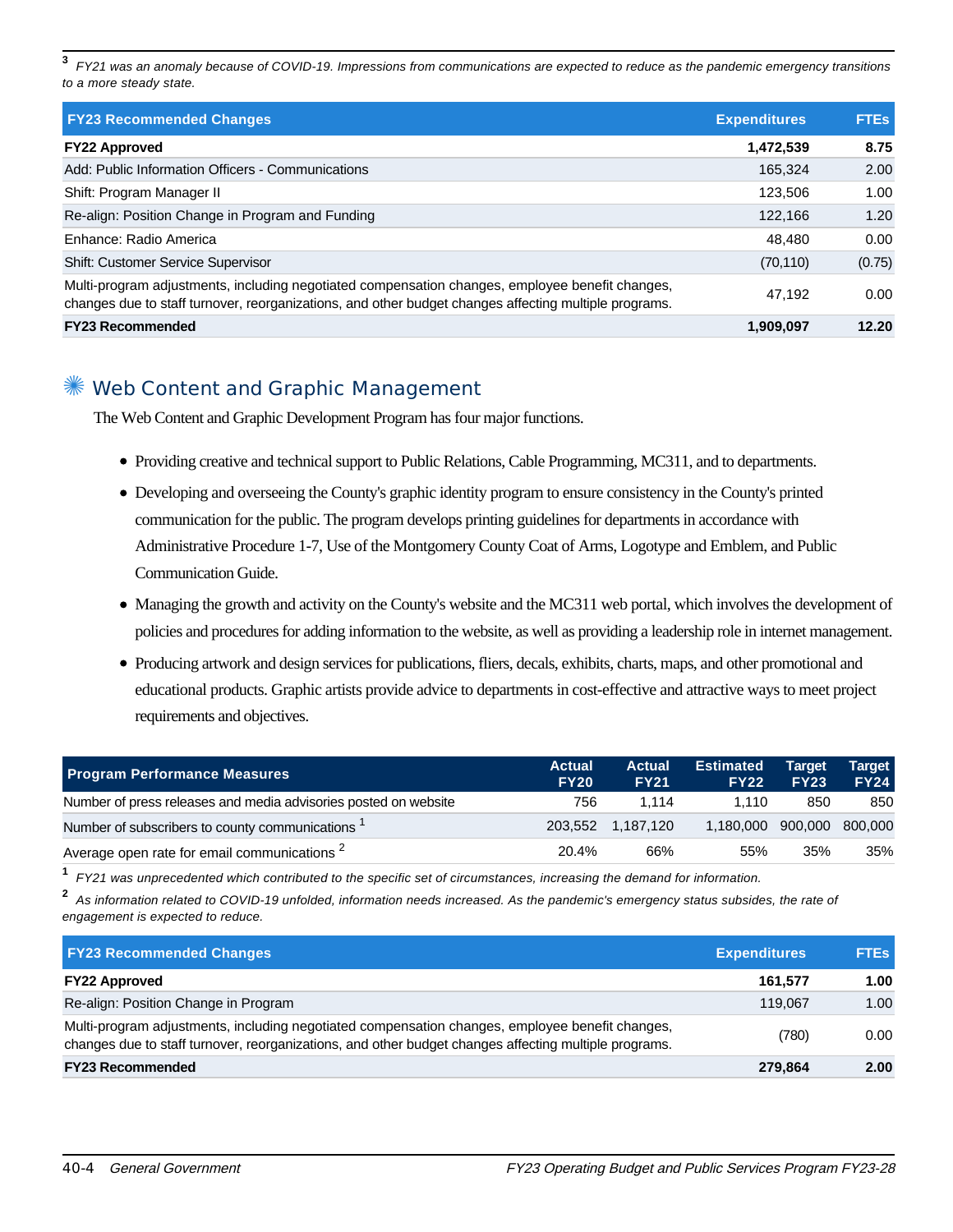[3] *FY21 was an anomaly because of COVID-19. Impressions from communications are expected to reduce as the pandemic emergency transitions to a more steady state.*

| FY23 Recommended Changes | Expenditures | FTEs |
|---|---|---|
| **FY22 Approved** | **1,472,539** | **8.75** |
| Add: Public Information Officers - Communications | 165,324 | 2.00 |
| Shift: Program Manager II | 123,506 | 1.00 |
| Re-align: Position Change in Program and Funding | 122,166 | 1.20 |
| Enhance: Radio America | 48,480 | 0.00 |
| Shift: Customer Service Supervisor | (70,110) | (0.75) |
| Multi-program adjustments, including negotiated compensation changes, employee benefit changes, changes due to staff turnover, reorganizations, and other budget changes affecting multiple programs. | 47,192 | 0.00 |
| **FY23 Recommended** | **1,909,097** | **12.20** |

## Web Content and Graphic Management

The Web Content and Graphic Development Program has four major functions.

- Providing creative and technical support to Public Relations, Cable Programming, MC311, and to departments.
- Developing and overseeing the County's graphic identity program to ensure consistency in the County's printed communication for the public. The program develops printing guidelines for departments in accordance with Administrative Procedure 1-7, Use of the Montgomery County Coat of Arms, Logotype and Emblem, and Public Communication Guide.
- Managing the growth and activity on the County's website and the MC311 web portal, which involves the development of policies and procedures for adding information to the website, as well as providing a leadership role in internet management.
- Producing artwork and design services for publications, fliers, decals, exhibits, charts, maps, and other promotional and educational products. Graphic artists provide advice to departments in cost-effective and attractive ways to meet project requirements and objectives.

| Program Performance Measures | Actual FY20 | Actual FY21 | Estimated FY22 | Target FY23 | Target FY24 |
|---|---|---|---|---|---|
| Number of press releases and media advisories posted on website | 756 | 1,114 | 1,110 | 850 | 850 |
| Number of subscribers to county communications [1] | 203,552 | 1,187,120 | 1,180,000 | 900,000 | 800,000 |
| Average open rate for email communications [2] | 20.4% | 66% | 55% | 35% | 35% |

[1] *FY21 was unprecedented which contributed to the specific set of circumstances, increasing the demand for information.*

[2] *As information related to COVID-19 unfolded, information needs increased. As the pandemic's emergency status subsides, the rate of engagement is expected to reduce.*

| FY23 Recommended Changes | Expenditures | FTEs |
|---|---|---|
| **FY22 Approved** | **161,577** | **1.00** |
| Re-align: Position Change in Program | 119,067 | 1.00 |
| Multi-program adjustments, including negotiated compensation changes, employee benefit changes, changes due to staff turnover, reorganizations, and other budget changes affecting multiple programs. | (780) | 0.00 |
| **FY23 Recommended** | **279,864** | **2.00** |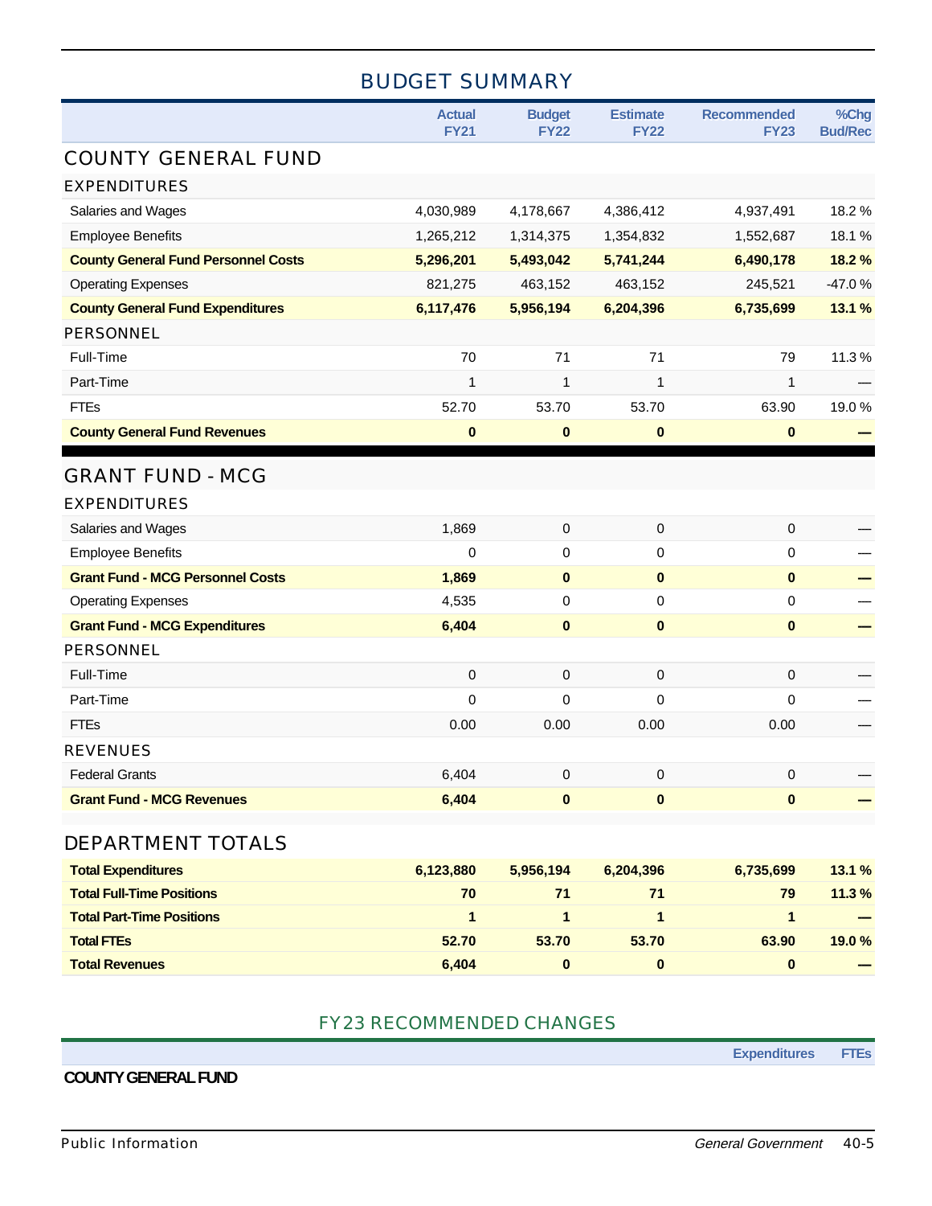## BUDGET SUMMARY

| | Actual FY21 | Budget FY22 | Estimate FY22 | Recommended FY23 | %Chg Bud/Rec |
|---|---|---|---|---|---|
| **COUNTY GENERAL FUND** | | | | | |
| **EXPENDITURES** | | | | | |
| Salaries and Wages | 4,030,989 | 4,178,667 | 4,386,412 | 4,937,491 | 18.2 % |
| Employee Benefits | 1,265,212 | 1,314,375 | 1,354,832 | 1,552,687 | 18.1 % |
| **County General Fund Personnel Costs** | **5,296,201** | **5,493,042** | **5,741,244** | **6,490,178** | **18.2 %** |
| Operating Expenses | 821,275 | 463,152 | 463,152 | 245,521 | -47.0 % |
| **County General Fund Expenditures** | **6,117,476** | **5,956,194** | **6,204,396** | **6,735,699** | **13.1 %** |
| **PERSONNEL** | | | | | |
| Full-Time | 70 | 71 | 71 | 79 | 11.3 % |
| Part-Time | 1 | 1 | 1 | 1 | — |
| FTEs | 52.70 | 53.70 | 53.70 | 63.90 | 19.0 % |
| **County General Fund Revenues** | **0** | **0** | **0** | **0** | **—** |
| **GRANT FUND - MCG** | | | | | |
| **EXPENDITURES** | | | | | |
| Salaries and Wages | 1,869 | 0 | 0 | 0 | — |
| Employee Benefits | 0 | 0 | 0 | 0 | — |
| **Grant Fund - MCG Personnel Costs** | **1,869** | **0** | **0** | **0** | **—** |
| Operating Expenses | 4,535 | 0 | 0 | 0 | — |
| **Grant Fund - MCG Expenditures** | **6,404** | **0** | **0** | **0** | **—** |
| **PERSONNEL** | | | | | |
| Full-Time | 0 | 0 | 0 | 0 | — |
| Part-Time | 0 | 0 | 0 | 0 | — |
| FTEs | 0.00 | 0.00 | 0.00 | 0.00 | — |
| **REVENUES** | | | | | |
| Federal Grants | 6,404 | 0 | 0 | 0 | — |
| **Grant Fund - MCG Revenues** | **6,404** | **0** | **0** | **0** | **—** |
| **DEPARTMENT TOTALS** | | | | | |
| **Total Expenditures** | **6,123,880** | **5,956,194** | **6,204,396** | **6,735,699** | **13.1 %** |
| **Total Full-Time Positions** | **70** | **71** | **71** | **79** | **11.3 %** |
| **Total Part-Time Positions** | **1** | **1** | **1** | **1** | **—** |
| **Total FTEs** | **52.70** | **53.70** | **53.70** | **63.90** | **19.0 %** |
| **Total Revenues** | **6,404** | **0** | **0** | **0** | **—** |

## FY23 RECOMMENDED CHANGES

| | Expenditures | FTEs |
|---|---|---|
| **COUNTY GENERAL FUND** | | |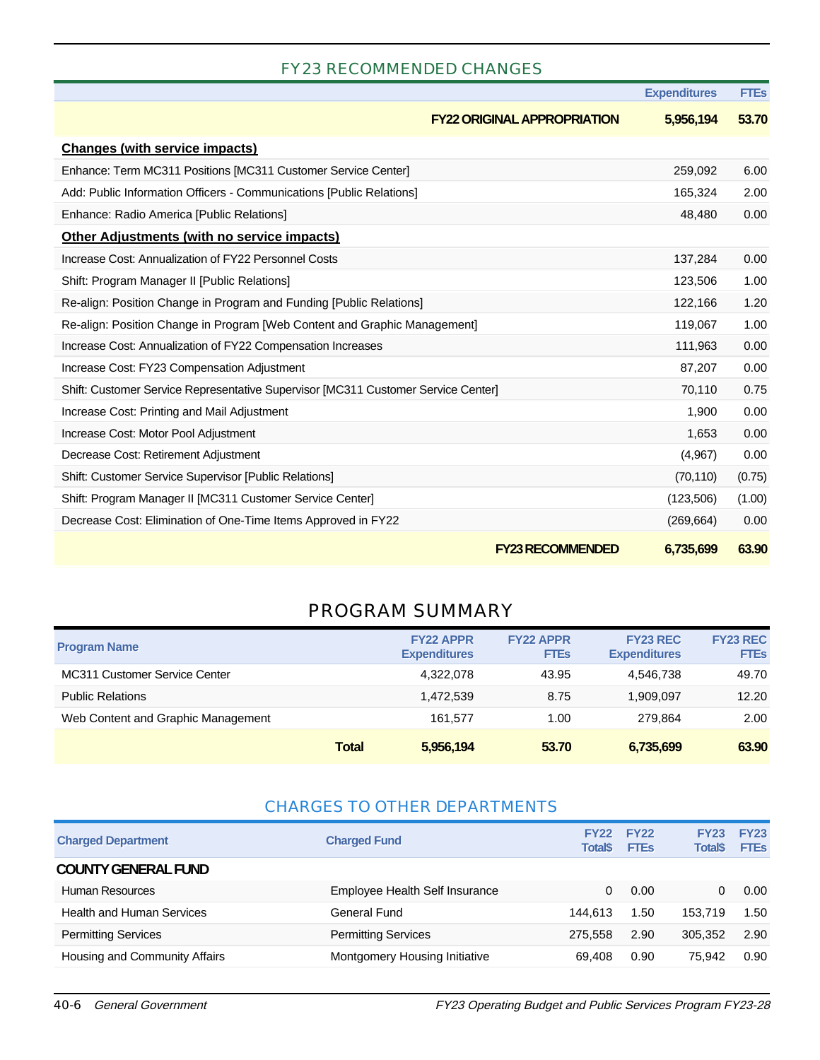## FY23 RECOMMENDED CHANGES

| | Expenditures | FTEs |
|---|---|---|
| **FY22 ORIGINAL APPROPRIATION** | **5,956,194** | **53.70** |
| **Changes (with service impacts)** | | |
| Enhance: Term MC311 Positions [MC311 Customer Service Center] | 259,092 | 6.00 |
| Add: Public Information Officers - Communications [Public Relations] | 165,324 | 2.00 |
| Enhance: Radio America [Public Relations] | 48,480 | 0.00 |
| **Other Adjustments (with no service impacts)** | | |
| Increase Cost: Annualization of FY22 Personnel Costs | 137,284 | 0.00 |
| Shift: Program Manager II [Public Relations] | 123,506 | 1.00 |
| Re-align: Position Change in Program and Funding [Public Relations] | 122,166 | 1.20 |
| Re-align: Position Change in Program [Web Content and Graphic Management] | 119,067 | 1.00 |
| Increase Cost: Annualization of FY22 Compensation Increases | 111,963 | 0.00 |
| Increase Cost: FY23 Compensation Adjustment | 87,207 | 0.00 |
| Shift: Customer Service Representative Supervisor [MC311 Customer Service Center] | 70,110 | 0.75 |
| Increase Cost: Printing and Mail Adjustment | 1,900 | 0.00 |
| Increase Cost: Motor Pool Adjustment | 1,653 | 0.00 |
| Decrease Cost: Retirement Adjustment | (4,967) | 0.00 |
| Shift: Customer Service Supervisor [Public Relations] | (70,110) | (0.75) |
| Shift: Program Manager II [MC311 Customer Service Center] | (123,506) | (1.00) |
| Decrease Cost: Elimination of One-Time Items Approved in FY22 | (269,664) | 0.00 |
| **FY23 RECOMMENDED** | **6,735,699** | **63.90** |

## PROGRAM SUMMARY

| Program Name | FY22 APPR Expenditures | FY22 APPR FTEs | FY23 REC Expenditures | FY23 REC FTEs |
|---|---|---|---|---|
| MC311 Customer Service Center | 4,322,078 | 43.95 | 4,546,738 | 49.70 |
| Public Relations | 1,472,539 | 8.75 | 1,909,097 | 12.20 |
| Web Content and Graphic Management | 161,577 | 1.00 | 279,864 | 2.00 |
| **Total** | **5,956,194** | **53.70** | **6,735,699** | **63.90** |

## CHARGES TO OTHER DEPARTMENTS

| Charged Department | Charged Fund | FY22 Total$ | FY22 FTEs | FY23 Total$ | FY23 FTEs |
|---|---|---|---|---|---|
| **COUNTY GENERAL FUND** | | | | | |
| Human Resources | Employee Health Self Insurance | 0 | 0.00 | 0 | 0.00 |
| Health and Human Services | General Fund | 144,613 | 1.50 | 153,719 | 1.50 |
| Permitting Services | Permitting Services | 275,558 | 2.90 | 305,352 | 2.90 |
| Housing and Community Affairs | Montgomery Housing Initiative | 69,408 | 0.90 | 75,942 | 0.90 |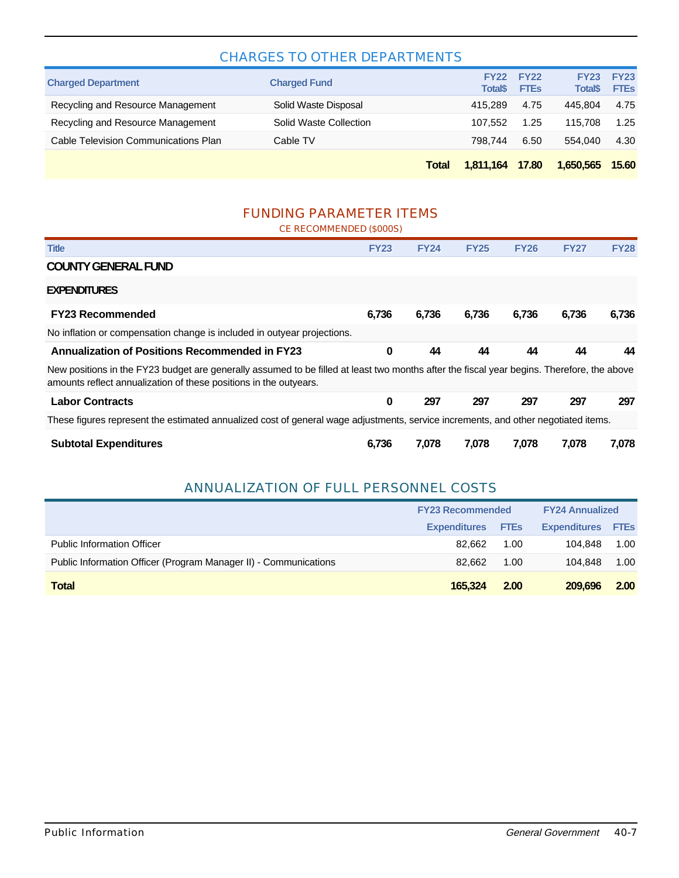## CHARGES TO OTHER DEPARTMENTS

| Charged Department | Charged Fund | FY22 Total$ | FY22 FTEs | FY23 Total$ | FY23 FTEs |
|---|---|---|---|---|---|
| Recycling and Resource Management | Solid Waste Disposal | 415,289 | 4.75 | 445,804 | 4.75 |
| Recycling and Resource Management | Solid Waste Collection | 107,552 | 1.25 | 115,708 | 1.25 |
| Cable Television Communications Plan | Cable TV | 798,744 | 6.50 | 554,040 | 4.30 |
| | **Total** | **1,811,164** | **17.80** | **1,650,565** | **15.60** |

## FUNDING PARAMETER ITEMS

CE RECOMMENDED ($000S)

| Title | FY23 | FY24 | FY25 | FY26 | FY27 | FY28 |
|---|---|---|---|---|---|---|
| **COUNTY GENERAL FUND** | | | | | | |
| **EXPENDITURES** | | | | | | |
| **FY23 Recommended** | **6,736** | **6,736** | **6,736** | **6,736** | **6,736** | **6,736** |
| No inflation or compensation change is included in outyear projections. | | | | | | |
| **Annualization of Positions Recommended in FY23** | **0** | **44** | **44** | **44** | **44** | **44** |
| New positions in the FY23 budget are generally assumed to be filled at least two months after the fiscal year begins. Therefore, the above amounts reflect annualization of these positions in the outyears. | | | | | | |
| **Labor Contracts** | **0** | **297** | **297** | **297** | **297** | **297** |
| These figures represent the estimated annualized cost of general wage adjustments, service increments, and other negotiated items. | | | | | | |
| **Subtotal Expenditures** | **6,736** | **7,078** | **7,078** | **7,078** | **7,078** | **7,078** |

## ANNUALIZATION OF FULL PERSONNEL COSTS

| | FY23 Recommended | | FY24 Annualized | |
|---|---|---|---|---|
| | Expenditures | FTEs | Expenditures | FTEs |
| Public Information Officer | 82,662 | 1.00 | 104,848 | 1.00 |
| Public Information Officer (Program Manager II) - Communications | 82,662 | 1.00 | 104,848 | 1.00 |
| **Total** | **165,324** | **2.00** | **209,696** | **2.00** |